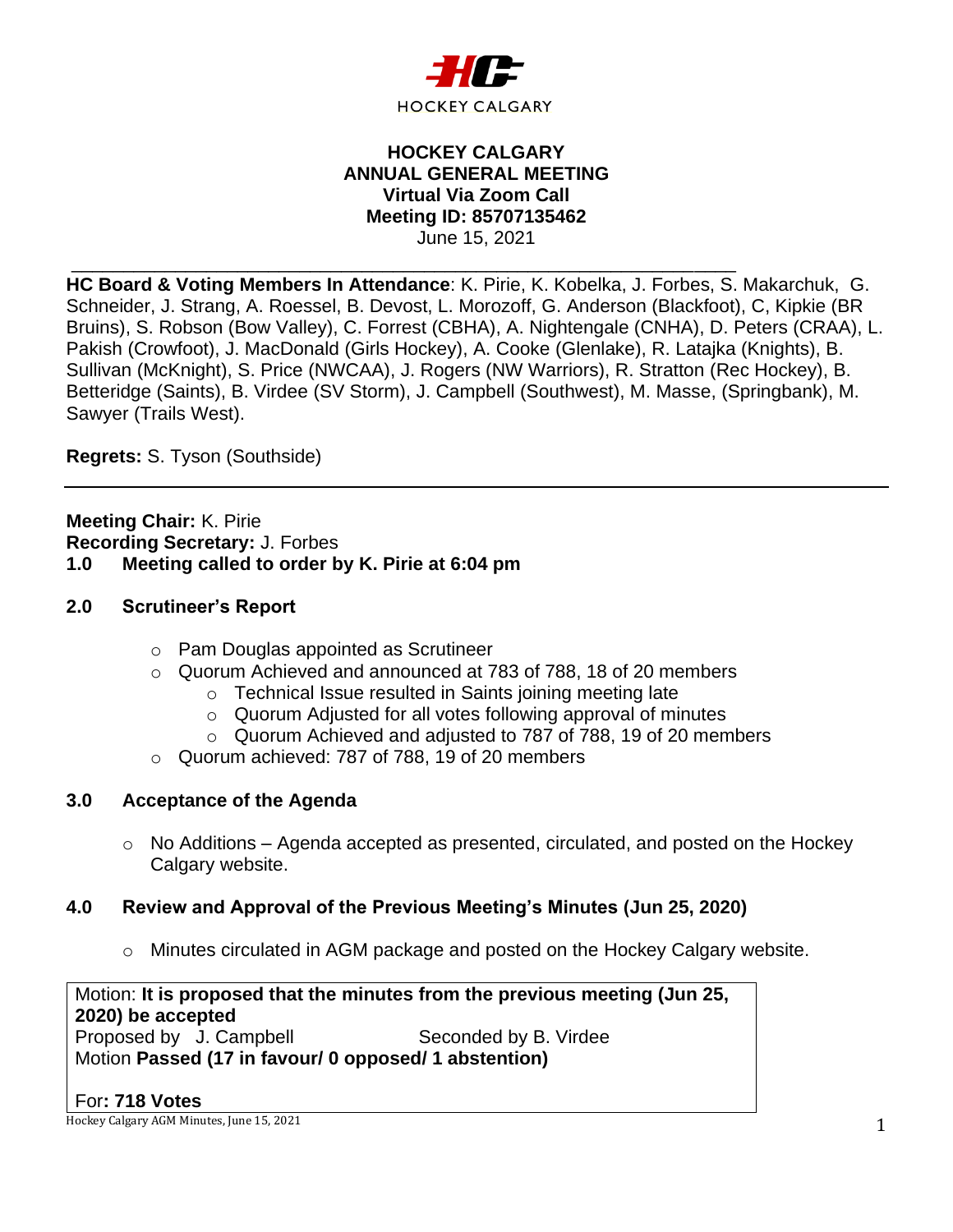HOCKEY CALGARY

# HOCKEY CALGARY
## ANNUAL GENERAL MEETING
### Virtual Via Zoom Call
### Meeting ID: 85707135462
June 15, 2021

---

**HC Board & Voting Members In Attendance**: K. Pirie, K. Kobelka, J. Forbes, S. Makarchuk, G. Schneider, J. Strang, A. Roessel, B. Devost, L. Morozoff, G. Anderson (Blackfoot), C, Kipkie (BR Bruins), S. Robson (Bow Valley), C. Forrest (CBHA), A. Nightengale (CNHA), D. Peters (CRAA), L. Pakish (Crowfoot), J. MacDonald (Girls Hockey), A. Cooke (Glenlake), R. Latajka (Knights), B. Sullivan (McKnight), S. Price (NWCAA), J. Rogers (NW Warriors), R. Stratton (Rec Hockey), B. Betteridge (Saints), B. Virdee (SV Storm), J. Campbell (Southwest), M. Masse, (Springbank), M. Sawyer (Trails West).

**Regrets:** S. Tyson (Southside)

---

**Meeting Chair:** K. Pirie
**Recording Secretary:** J. Forbes

**1.0 Meeting called to order by K. Pirie at 6:04 pm**

**2.0 Scrutineer's Report**

- Pam Douglas appointed as Scrutineer
- Quorum Achieved and announced at 783 of 788, 18 of 20 members
  - Technical Issue resulted in Saints joining meeting late
  - Quorum Adjusted for all votes following approval of minutes
  - Quorum Achieved and adjusted to 787 of 788, 19 of 20 members
- Quorum achieved: 787 of 788, 19 of 20 members

**3.0 Acceptance of the Agenda**

- No Additions – Agenda accepted as presented, circulated, and posted on the Hockey Calgary website.

**4.0 Review and Approval of the Previous Meeting's Minutes (Jun 25, 2020)**

- Minutes circulated in AGM package and posted on the Hockey Calgary website.

Motion: **It is proposed that the minutes from the previous meeting (Jun 25, 2020) be accepted**
Proposed by J. Campbell Seconded by B. Virdee
Motion **Passed (17 in favour/ 0 opposed/ 1 abstention)**

For**: 718 Votes**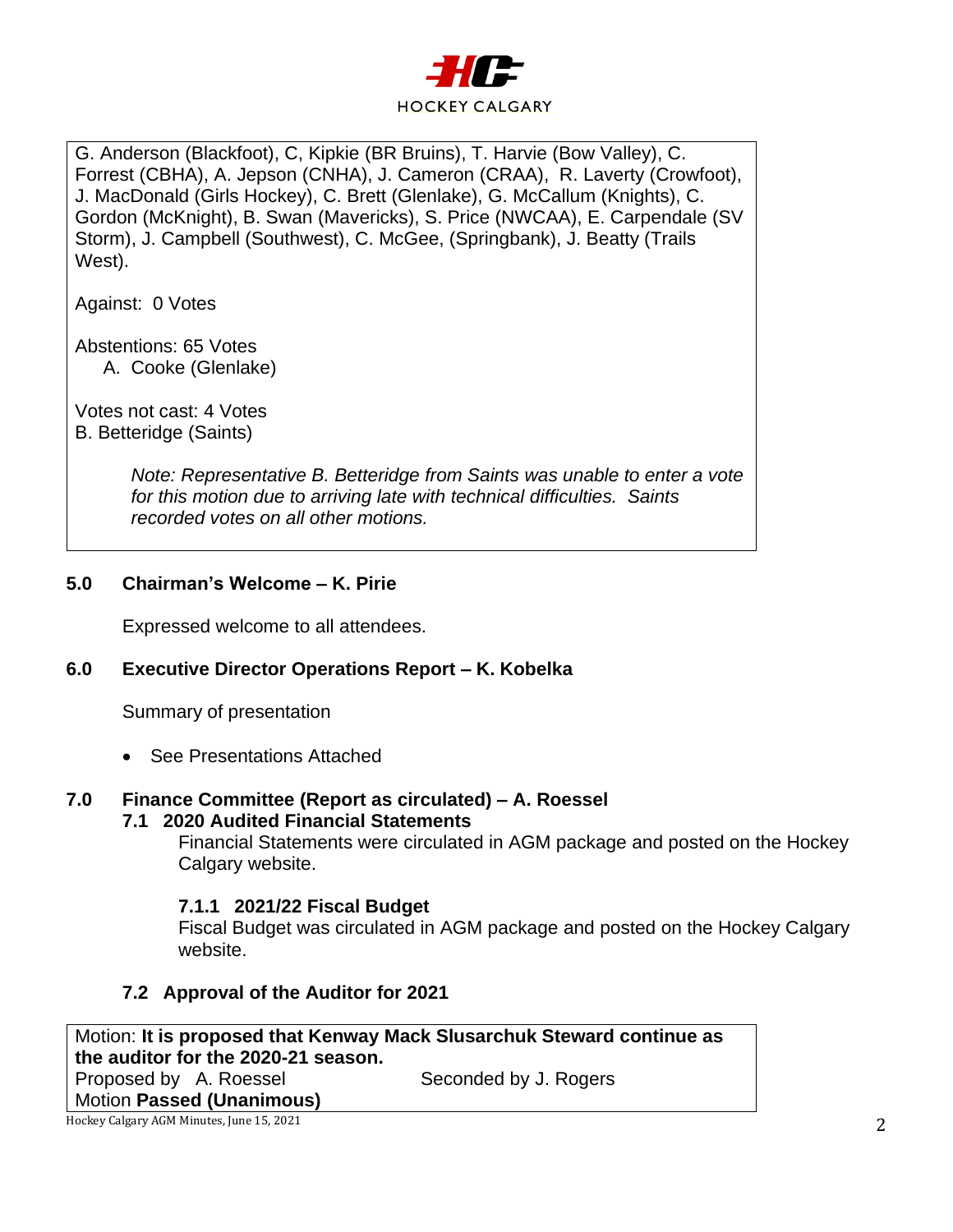G. Anderson (Blackfoot), C, Kipkie (BR Bruins), T. Harvie (Bow Valley), C. Forrest (CBHA), A. Jepson (CNHA), J. Cameron (CRAA), R. Laverty (Crowfoot), J. MacDonald (Girls Hockey), C. Brett (Glenlake), G. McCallum (Knights), C. Gordon (McKnight), B. Swan (Mavericks), S. Price (NWCAA), E. Carpendale (SV Storm), J. Campbell (Southwest), C. McGee, (Springbank), J. Beatty (Trails West).

Against: 0 Votes

Abstentions: 65 Votes

A. Cooke (Glenlake)

Votes not cast: 4 Votes

B. Betteridge (Saints)

*Note: Representative B. Betteridge from Saints was unable to enter a vote for this motion due to arriving late with technical difficulties. Saints recorded votes on all other motions.*

## 5.0 Chairman's Welcome – K. Pirie

Expressed welcome to all attendees.

## 6.0 Executive Director Operations Report – K. Kobelka

Summary of presentation

- See Presentations Attached

## 7.0 Finance Committee (Report as circulated) – A. Roessel

### 7.1 2020 Audited Financial Statements

Financial Statements were circulated in AGM package and posted on the Hockey Calgary website.

#### 7.1.1 2021/22 Fiscal Budget

Fiscal Budget was circulated in AGM package and posted on the Hockey Calgary website.

### 7.2 Approval of the Auditor for 2021

Motion: **It is proposed that Kenway Mack Slusarchuk Steward continue as the auditor for the 2020-21 season.**

Proposed by A. Roessel　　　　Seconded by J. Rogers

Motion **Passed (Unanimous)**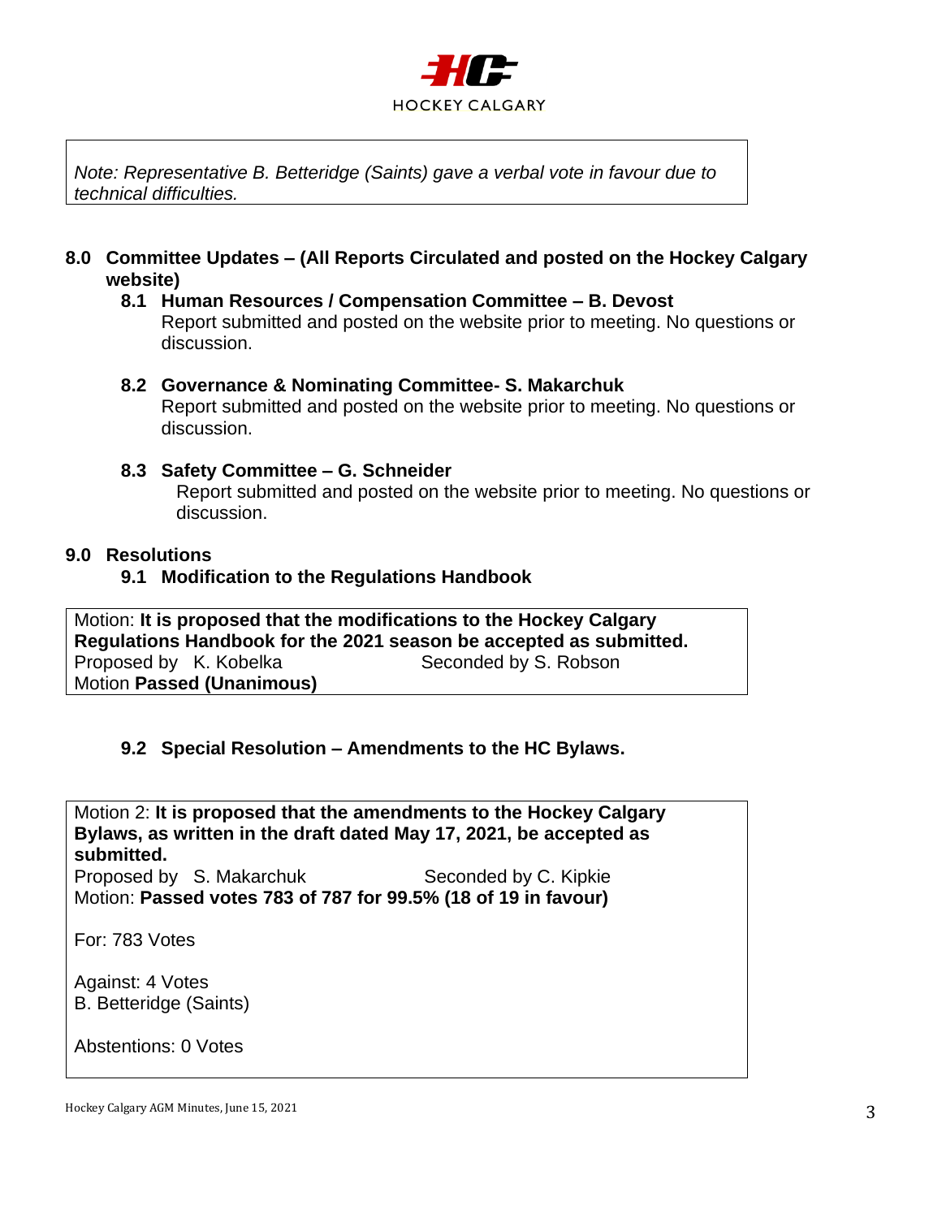HOCKEY CALGARY

*Note: Representative B. Betteridge (Saints) gave a verbal vote in favour due to technical difficulties.*

## 8.0 Committee Updates – (All Reports Circulated and posted on the Hockey Calgary website)

### 8.1 Human Resources / Compensation Committee – B. Devost

Report submitted and posted on the website prior to meeting. No questions or discussion.

### 8.2 Governance & Nominating Committee- S. Makarchuk

Report submitted and posted on the website prior to meeting. No questions or discussion.

### 8.3 Safety Committee – G. Schneider

Report submitted and posted on the website prior to meeting. No questions or discussion.

## 9.0 Resolutions

### 9.1 Modification to the Regulations Handbook

Motion: **It is proposed that the modifications to the Hockey Calgary Regulations Handbook for the 2021 season be accepted as submitted.**
Proposed by K. Kobelka Seconded by S. Robson
Motion **Passed (Unanimous)**

### 9.2 Special Resolution – Amendments to the HC Bylaws.

Motion 2: **It is proposed that the amendments to the Hockey Calgary Bylaws, as written in the draft dated May 17, 2021, be accepted as submitted.**
Proposed by S. Makarchuk Seconded by C. Kipkie
Motion: **Passed votes 783 of 787 for 99.5% (18 of 19 in favour)**

For: 783 Votes

Against: 4 Votes
B. Betteridge (Saints)

Abstentions: 0 Votes

Hockey Calgary AGM Minutes, June 15, 2021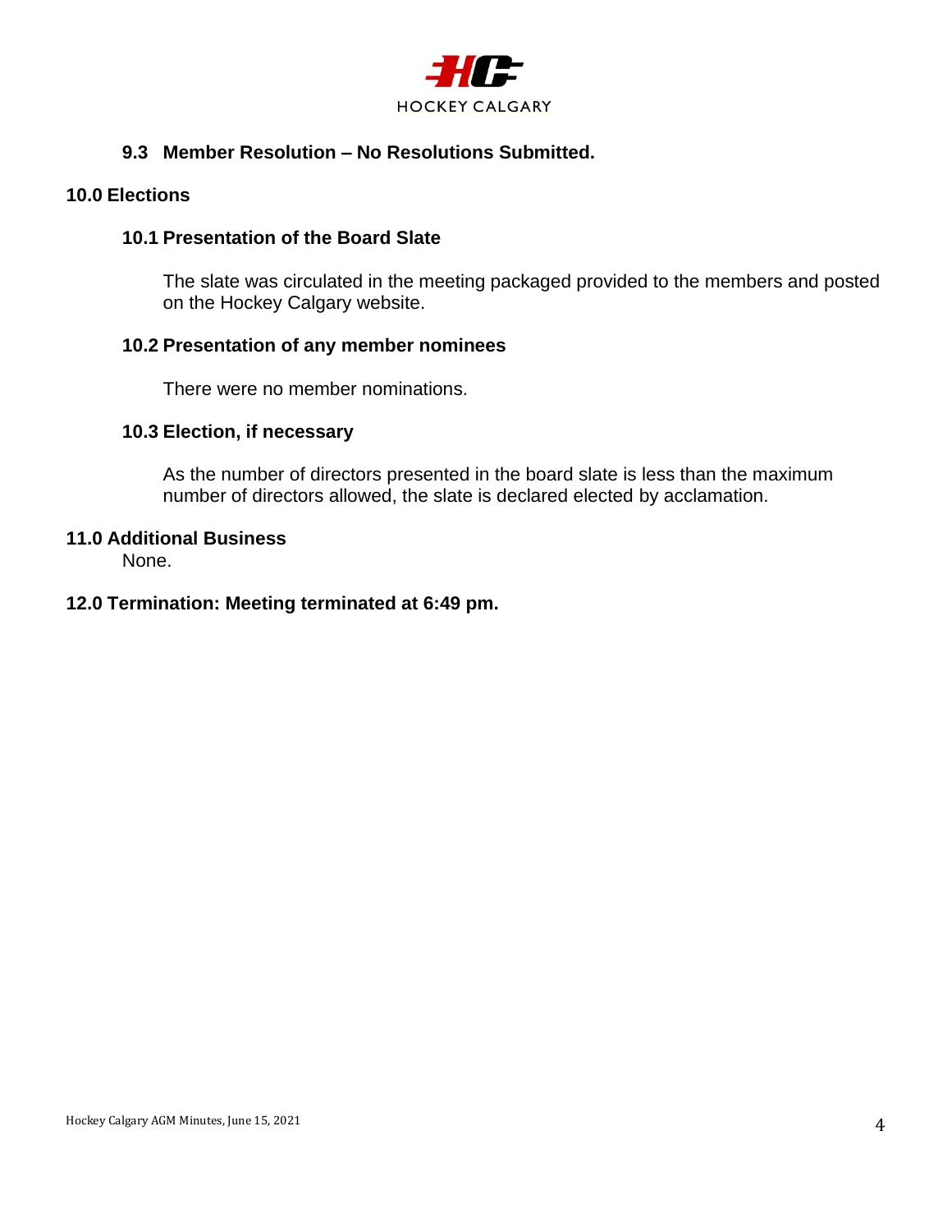### 9.3 Member Resolution – No Resolutions Submitted.

## 10.0 Elections

### 10.1 Presentation of the Board Slate

The slate was circulated in the meeting packaged provided to the members and posted on the Hockey Calgary website.

### 10.2 Presentation of any member nominees

There were no member nominations.

### 10.3 Election, if necessary

As the number of directors presented in the board slate is less than the maximum number of directors allowed, the slate is declared elected by acclamation.

## 11.0 Additional Business

None.

## 12.0 Termination: Meeting terminated at 6:49 pm.